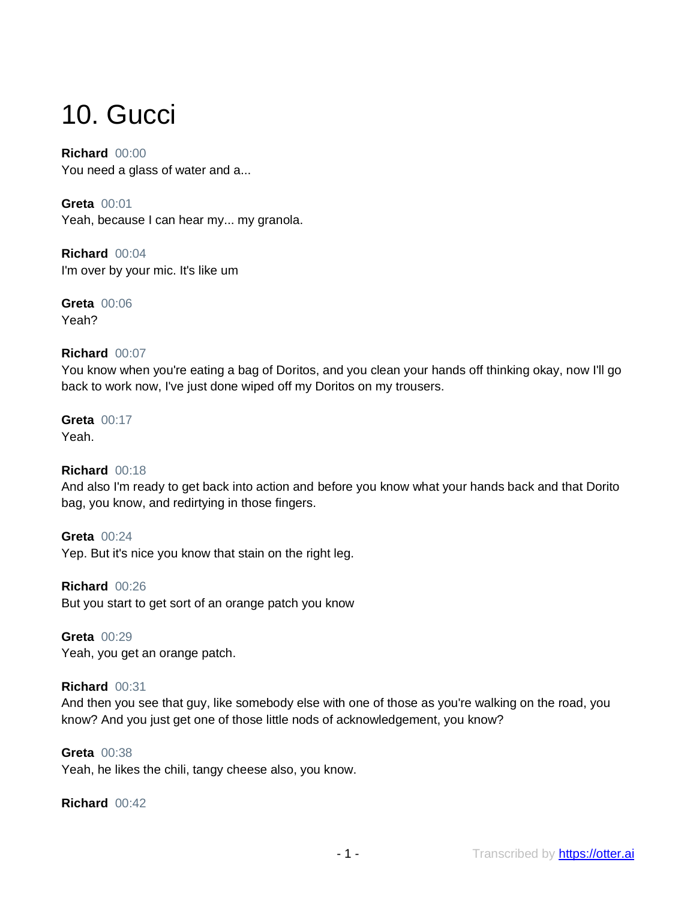# 10. Gucci

**Richard** 00:00
You need a glass of water and a...

**Greta** 00:01
Yeah, because I can hear my... my granola.

**Richard** 00:04
I'm over by your mic. It's like um

**Greta** 00:06
Yeah?

**Richard** 00:07
You know when you're eating a bag of Doritos, and you clean your hands off thinking okay, now I'll go back to work now, I've just done wiped off my Doritos on my trousers.

**Greta** 00:17
Yeah.

**Richard** 00:18
And also I'm ready to get back into action and before you know what your hands back and that Dorito bag, you know, and redirtying in those fingers.

**Greta** 00:24
Yep. But it's nice you know that stain on the right leg.

**Richard** 00:26
But you start to get sort of an orange patch you know

**Greta** 00:29
Yeah, you get an orange patch.

**Richard** 00:31
And then you see that guy, like somebody else with one of those as you're walking on the road, you know? And you just get one of those little nods of acknowledgement, you know?

**Greta** 00:38
Yeah, he likes the chili, tangy cheese also, you know.

**Richard** 00:42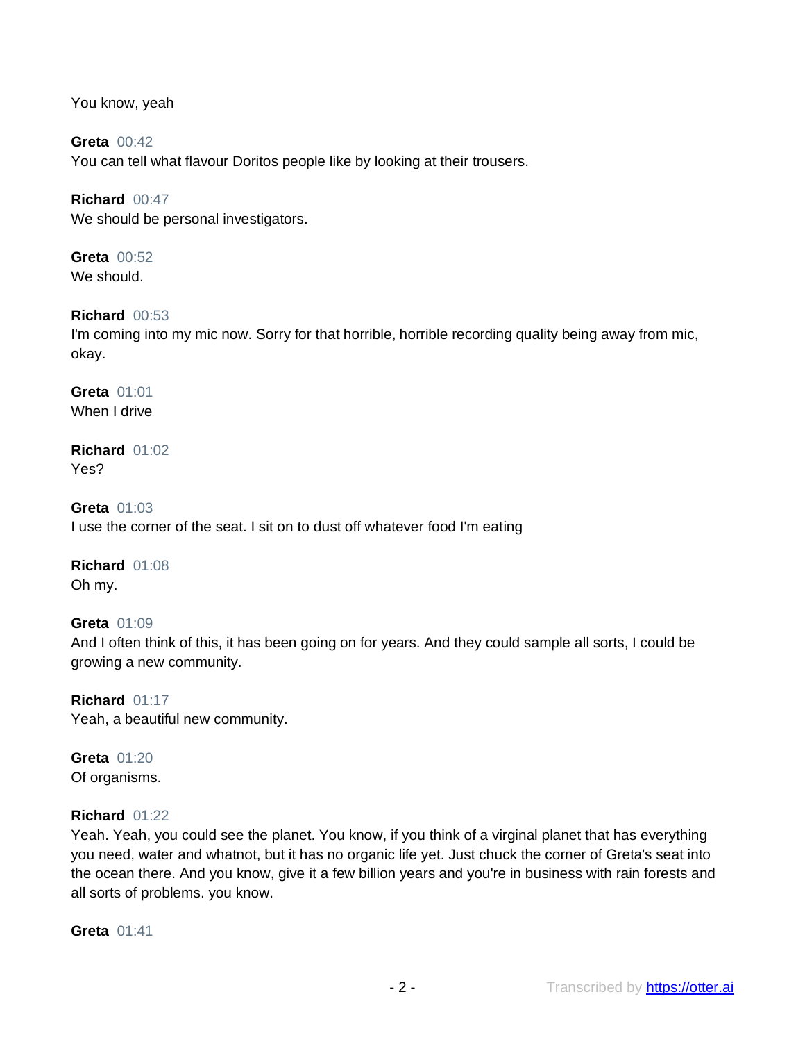You know, yeah

**Greta** 00:42
You can tell what flavour Doritos people like by looking at their trousers.

**Richard** 00:47
We should be personal investigators.

**Greta** 00:52
We should.

**Richard** 00:53
I'm coming into my mic now. Sorry for that horrible, horrible recording quality being away from mic, okay.

**Greta** 01:01
When I drive

**Richard** 01:02
Yes?

**Greta** 01:03
I use the corner of the seat. I sit on to dust off whatever food I'm eating

**Richard** 01:08
Oh my.

**Greta** 01:09
And I often think of this, it has been going on for years. And they could sample all sorts, I could be growing a new community.

**Richard** 01:17
Yeah, a beautiful new community.

**Greta** 01:20
Of organisms.

**Richard** 01:22
Yeah. Yeah, you could see the planet. You know, if you think of a virginal planet that has everything you need, water and whatnot, but it has no organic life yet. Just chuck the corner of Greta's seat into the ocean there. And you know, give it a few billion years and you're in business with rain forests and all sorts of problems. you know.

**Greta** 01:41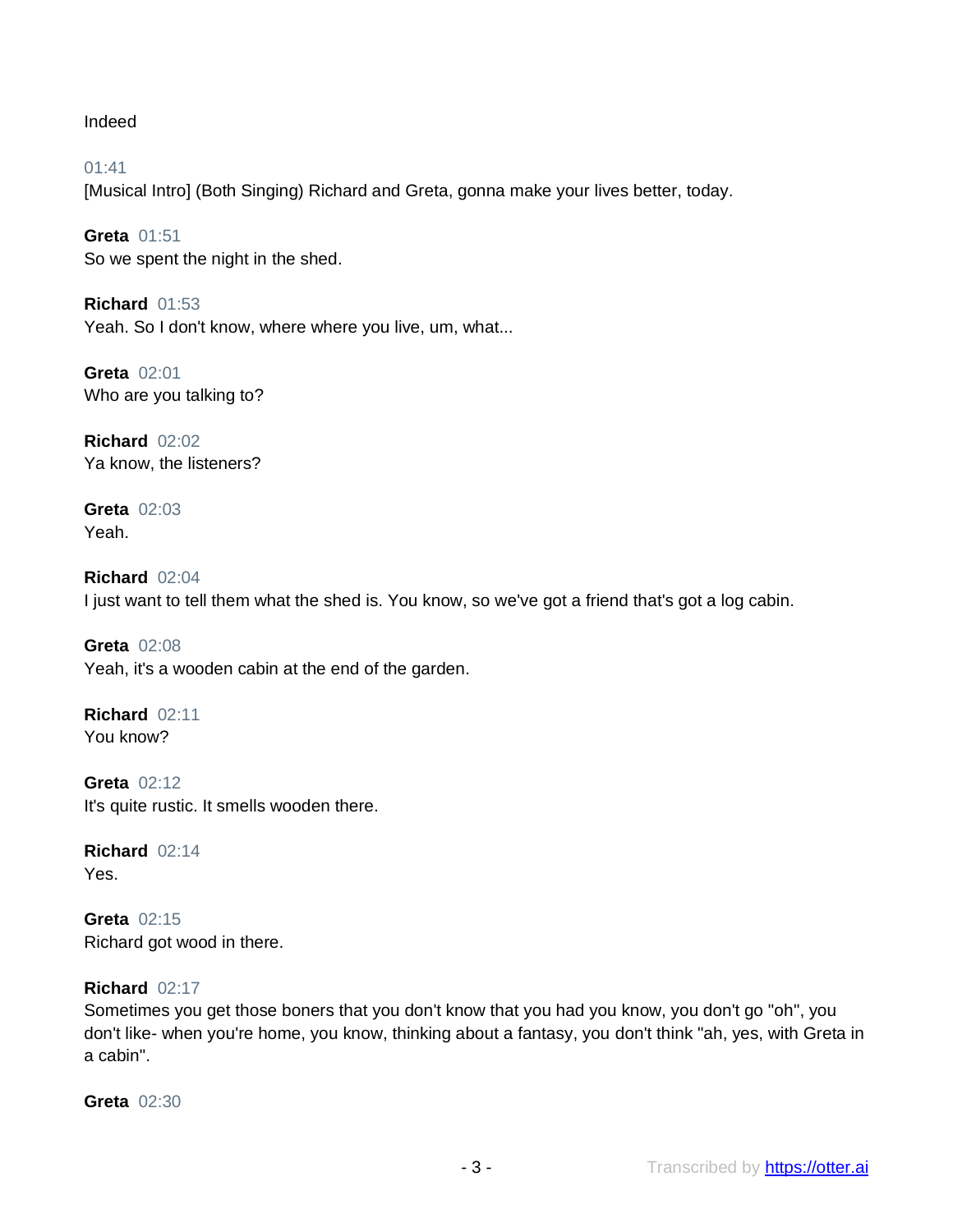Indeed

01:41
[Musical Intro] (Both Singing) Richard and Greta, gonna make your lives better, today.

**Greta** 01:51
So we spent the night in the shed.

**Richard** 01:53
Yeah. So I don't know, where where you live, um, what...

**Greta** 02:01
Who are you talking to?

**Richard** 02:02
Ya know, the listeners?

**Greta** 02:03
Yeah.

**Richard** 02:04
I just want to tell them what the shed is. You know, so we've got a friend that's got a log cabin.

**Greta** 02:08
Yeah, it's a wooden cabin at the end of the garden.

**Richard** 02:11
You know?

**Greta** 02:12
It's quite rustic. It smells wooden there.

**Richard** 02:14
Yes.

**Greta** 02:15
Richard got wood in there.

**Richard** 02:17
Sometimes you get those boners that you don't know that you had you know, you don't go "oh", you don't like- when you're home, you know, thinking about a fantasy, you don't think "ah, yes, with Greta in a cabin".

**Greta** 02:30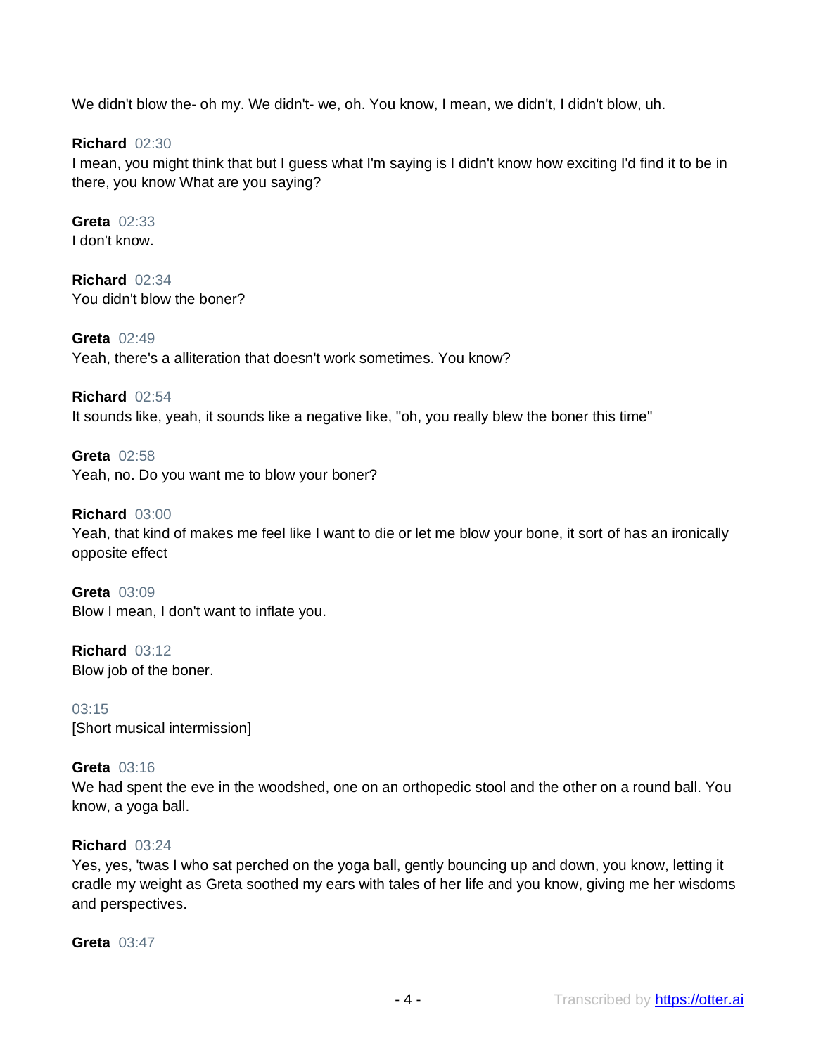We didn't blow the- oh my. We didn't- we, oh. You know, I mean, we didn't, I didn't blow, uh.

**Richard** 02:30
I mean, you might think that but I guess what I'm saying is I didn't know how exciting I'd find it to be in there, you know What are you saying?

**Greta** 02:33
I don't know.

**Richard** 02:34
You didn't blow the boner?

**Greta** 02:49
Yeah, there's a alliteration that doesn't work sometimes. You know?

**Richard** 02:54
It sounds like, yeah, it sounds like a negative like, "oh, you really blew the boner this time"

**Greta** 02:58
Yeah, no. Do you want me to blow your boner?

**Richard** 03:00
Yeah, that kind of makes me feel like I want to die or let me blow your bone, it sort of has an ironically opposite effect

**Greta** 03:09
Blow I mean, I don't want to inflate you.

**Richard** 03:12
Blow job of the boner.

03:15
[Short musical intermission]

**Greta** 03:16
We had spent the eve in the woodshed, one on an orthopedic stool and the other on a round ball. You know, a yoga ball.

**Richard** 03:24
Yes, yes, 'twas I who sat perched on the yoga ball, gently bouncing up and down, you know, letting it cradle my weight as Greta soothed my ears with tales of her life and you know, giving me her wisdoms and perspectives.

**Greta** 03:47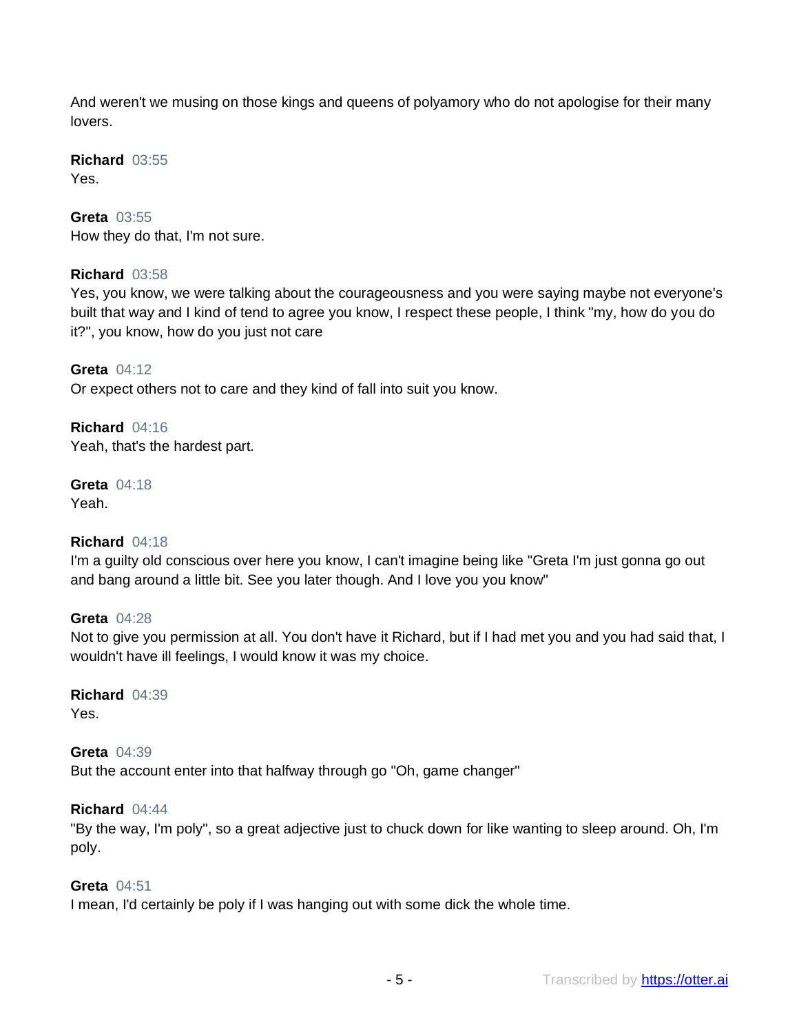And weren't we musing on those kings and queens of polyamory who do not apologise for their many lovers.

**Richard** 03:55
Yes.

**Greta** 03:55
How they do that, I'm not sure.

**Richard** 03:58
Yes, you know, we were talking about the courageousness and you were saying maybe not everyone's built that way and I kind of tend to agree you know, I respect these people, I think "my, how do you do it?", you know, how do you just not care

**Greta** 04:12
Or expect others not to care and they kind of fall into suit you know.

**Richard** 04:16
Yeah, that's the hardest part.

**Greta** 04:18
Yeah.

**Richard** 04:18
I'm a guilty old conscious over here you know, I can't imagine being like "Greta I'm just gonna go out and bang around a little bit. See you later though. And I love you you know"

**Greta** 04:28
Not to give you permission at all. You don't have it Richard, but if I had met you and you had said that, I wouldn't have ill feelings, I would know it was my choice.

**Richard** 04:39
Yes.

**Greta** 04:39
But the account enter into that halfway through go "Oh, game changer"

**Richard** 04:44
"By the way, I'm poly", so a great adjective just to chuck down for like wanting to sleep around. Oh, I'm poly.

**Greta** 04:51
I mean, I'd certainly be poly if I was hanging out with some dick the whole time.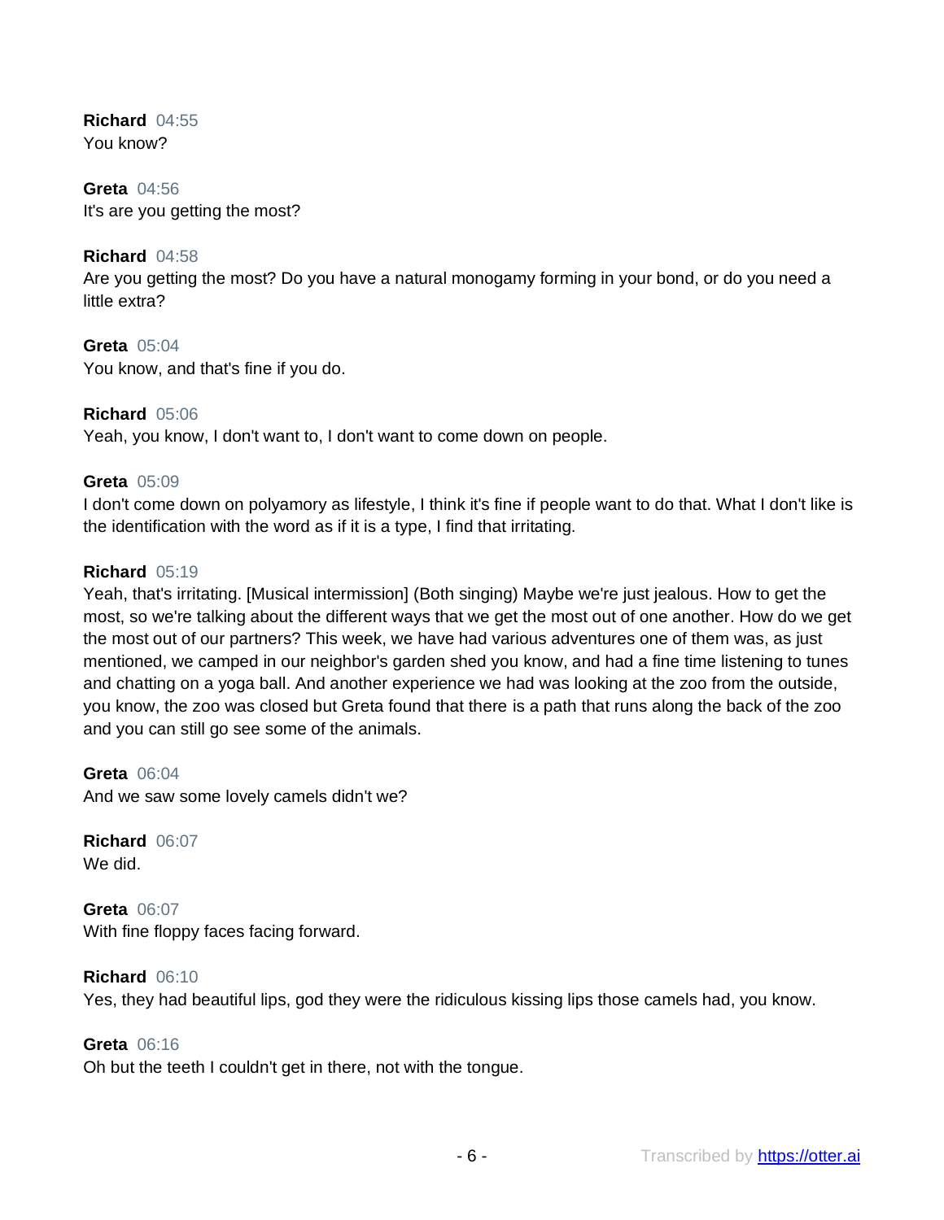**Richard** 04:55
You know?

**Greta** 04:56
It's are you getting the most?

**Richard** 04:58
Are you getting the most? Do you have a natural monogamy forming in your bond, or do you need a little extra?

**Greta** 05:04
You know, and that's fine if you do.

**Richard** 05:06
Yeah, you know, I don't want to, I don't want to come down on people.

**Greta** 05:09
I don't come down on polyamory as lifestyle, I think it's fine if people want to do that. What I don't like is the identification with the word as if it is a type, I find that irritating.

**Richard** 05:19
Yeah, that's irritating. [Musical intermission] (Both singing) Maybe we're just jealous. How to get the most, so we're talking about the different ways that we get the most out of one another. How do we get the most out of our partners? This week, we have had various adventures one of them was, as just mentioned, we camped in our neighbor's garden shed you know, and had a fine time listening to tunes and chatting on a yoga ball. And another experience we had was looking at the zoo from the outside, you know, the zoo was closed but Greta found that there is a path that runs along the back of the zoo and you can still go see some of the animals.

**Greta** 06:04
And we saw some lovely camels didn't we?

**Richard** 06:07
We did.

**Greta** 06:07
With fine floppy faces facing forward.

**Richard** 06:10
Yes, they had beautiful lips, god they were the ridiculous kissing lips those camels had, you know.

**Greta** 06:16
Oh but the teeth I couldn't get in there, not with the tongue.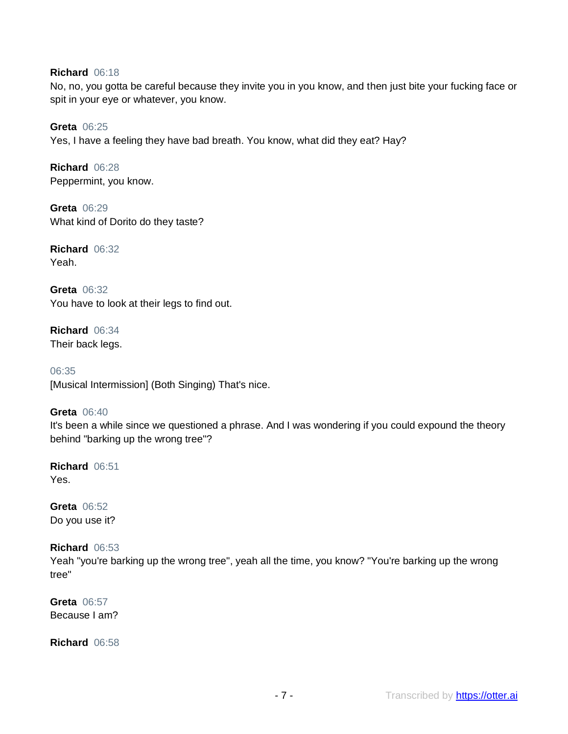**Richard** 06:18
No, no, you gotta be careful because they invite you in you know, and then just bite your fucking face or spit in your eye or whatever, you know.

**Greta** 06:25
Yes, I have a feeling they have bad breath. You know, what did they eat? Hay?

**Richard** 06:28
Peppermint, you know.

**Greta** 06:29
What kind of Dorito do they taste?

**Richard** 06:32
Yeah.

**Greta** 06:32
You have to look at their legs to find out.

**Richard** 06:34
Their back legs.

06:35
[Musical Intermission] (Both Singing) That's nice.

**Greta** 06:40
It's been a while since we questioned a phrase. And I was wondering if you could expound the theory behind "barking up the wrong tree"?

**Richard** 06:51
Yes.

**Greta** 06:52
Do you use it?

**Richard** 06:53
Yeah "you're barking up the wrong tree", yeah all the time, you know? "You're barking up the wrong tree"

**Greta** 06:57
Because I am?

**Richard** 06:58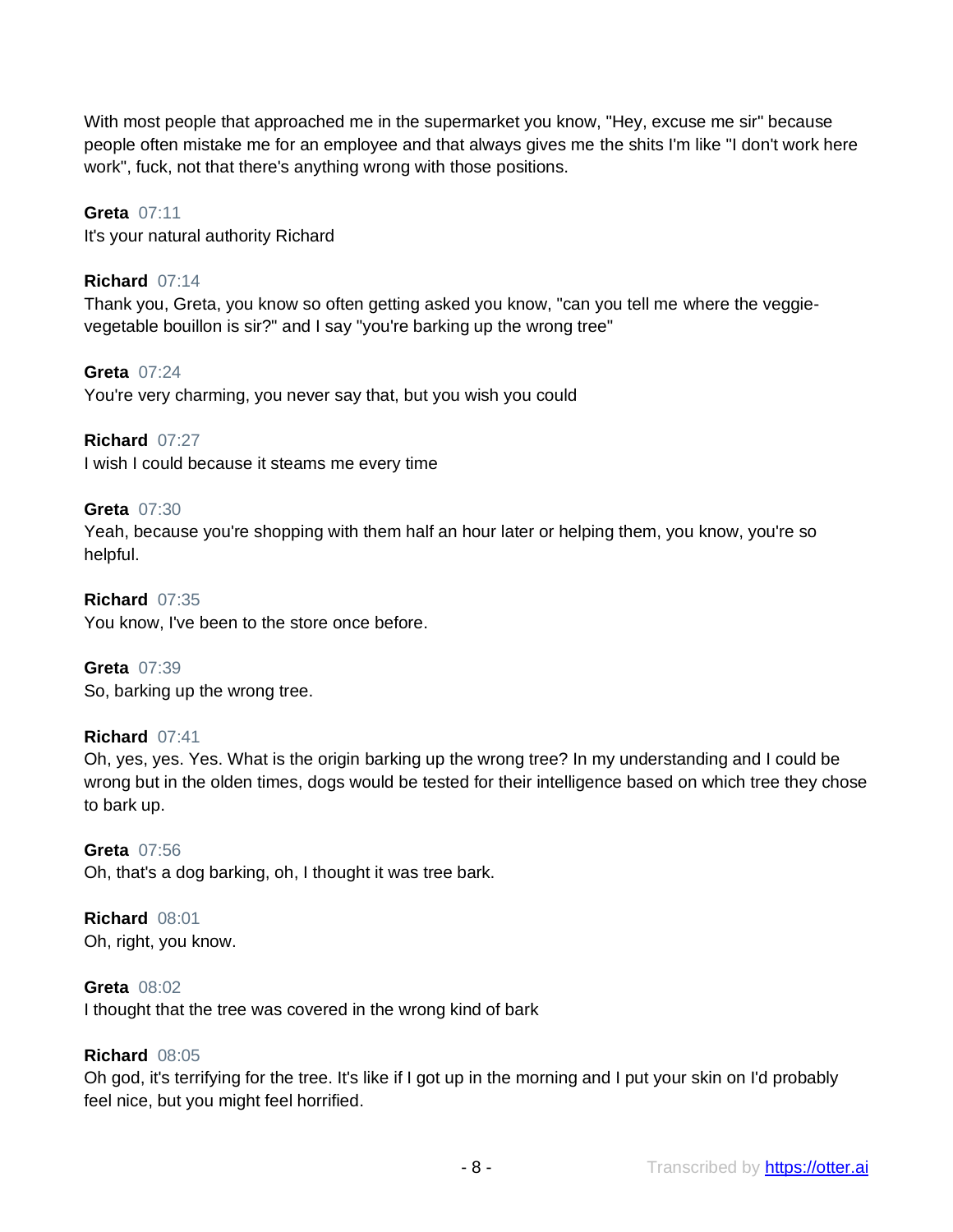With most people that approached me in the supermarket you know, "Hey, excuse me sir" because people often mistake me for an employee and that always gives me the shits I'm like "I don't work here work", fuck, not that there's anything wrong with those positions.

**Greta** 07:11
It's your natural authority Richard

**Richard** 07:14
Thank you, Greta, you know so often getting asked you know, "can you tell me where the veggie-vegetable bouillon is sir?" and I say "you're barking up the wrong tree"

**Greta** 07:24
You're very charming, you never say that, but you wish you could

**Richard** 07:27
I wish I could because it steams me every time

**Greta** 07:30
Yeah, because you're shopping with them half an hour later or helping them, you know, you're so helpful.

**Richard** 07:35
You know, I've been to the store once before.

**Greta** 07:39
So, barking up the wrong tree.

**Richard** 07:41
Oh, yes, yes. Yes. What is the origin barking up the wrong tree? In my understanding and I could be wrong but in the olden times, dogs would be tested for their intelligence based on which tree they chose to bark up.

**Greta** 07:56
Oh, that's a dog barking, oh, I thought it was tree bark.

**Richard** 08:01
Oh, right, you know.

**Greta** 08:02
I thought that the tree was covered in the wrong kind of bark

**Richard** 08:05
Oh god, it's terrifying for the tree. It's like if I got up in the morning and I put your skin on I'd probably feel nice, but you might feel horrified.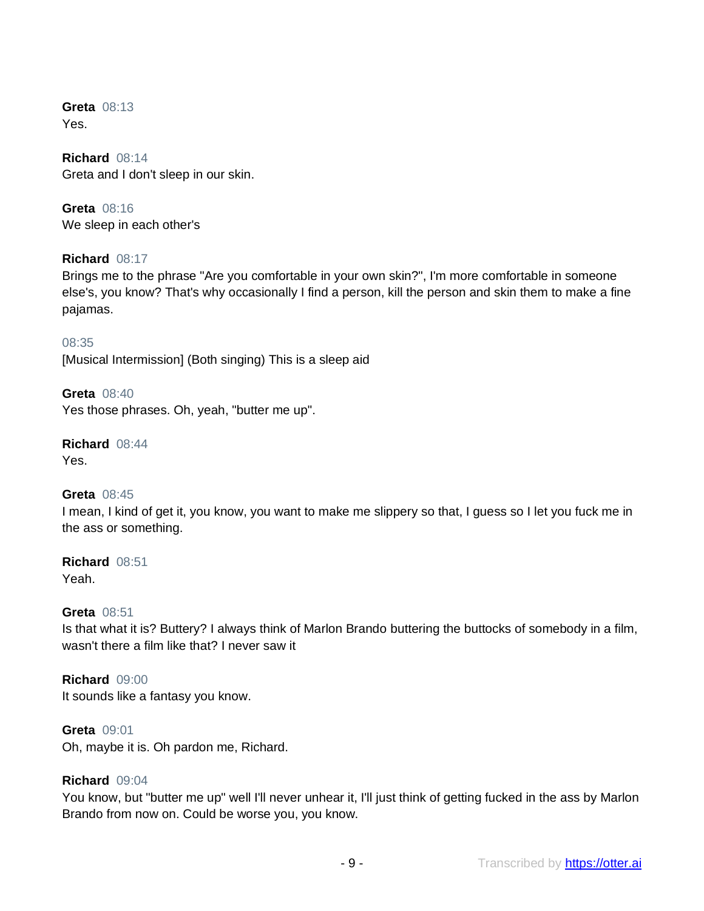**Greta** 08:13
Yes.

**Richard** 08:14
Greta and I don't sleep in our skin.

**Greta** 08:16
We sleep in each other's

**Richard** 08:17
Brings me to the phrase "Are you comfortable in your own skin?", I'm more comfortable in someone else's, you know? That's why occasionally I find a person, kill the person and skin them to make a fine pajamas.

08:35
[Musical Intermission] (Both singing) This is a sleep aid

**Greta** 08:40
Yes those phrases. Oh, yeah, "butter me up".

**Richard** 08:44
Yes.

**Greta** 08:45
I mean, I kind of get it, you know, you want to make me slippery so that, I guess so I let you fuck me in the ass or something.

**Richard** 08:51
Yeah.

**Greta** 08:51
Is that what it is? Buttery? I always think of Marlon Brando buttering the buttocks of somebody in a film, wasn't there a film like that? I never saw it

**Richard** 09:00
It sounds like a fantasy you know.

**Greta** 09:01
Oh, maybe it is. Oh pardon me, Richard.

**Richard** 09:04
You know, but "butter me up" well I'll never unhear it, I'll just think of getting fucked in the ass by Marlon Brando from now on. Could be worse you, you know.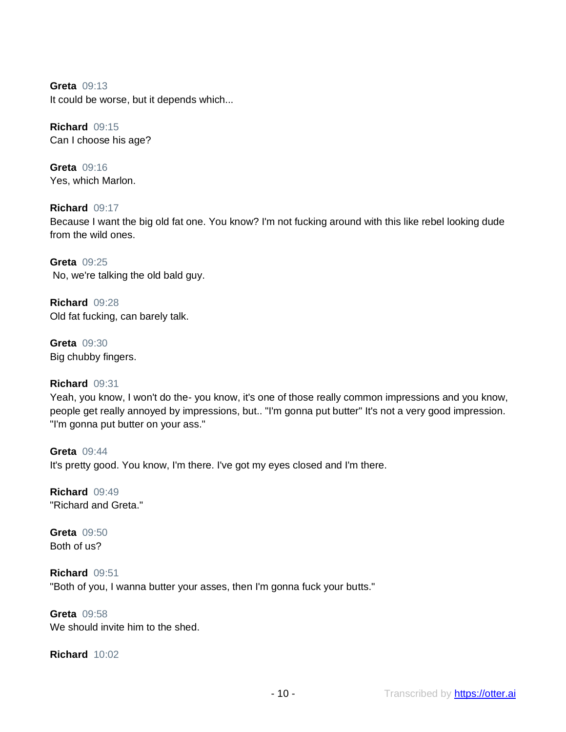**Greta** 09:13
It could be worse, but it depends which...

**Richard** 09:15
Can I choose his age?

**Greta** 09:16
Yes, which Marlon.

**Richard** 09:17
Because I want the big old fat one. You know? I'm not fucking around with this like rebel looking dude from the wild ones.

**Greta** 09:25
No, we're talking the old bald guy.

**Richard** 09:28
Old fat fucking, can barely talk.

**Greta** 09:30
Big chubby fingers.

**Richard** 09:31
Yeah, you know, I won't do the- you know, it's one of those really common impressions and you know, people get really annoyed by impressions, but.. "I'm gonna put butter" It's not a very good impression. "I'm gonna put butter on your ass."

**Greta** 09:44
It's pretty good. You know, I'm there. I've got my eyes closed and I'm there.

**Richard** 09:49
"Richard and Greta."

**Greta** 09:50
Both of us?

**Richard** 09:51
"Both of you, I wanna butter your asses, then I'm gonna fuck your butts."

**Greta** 09:58
We should invite him to the shed.

**Richard** 10:02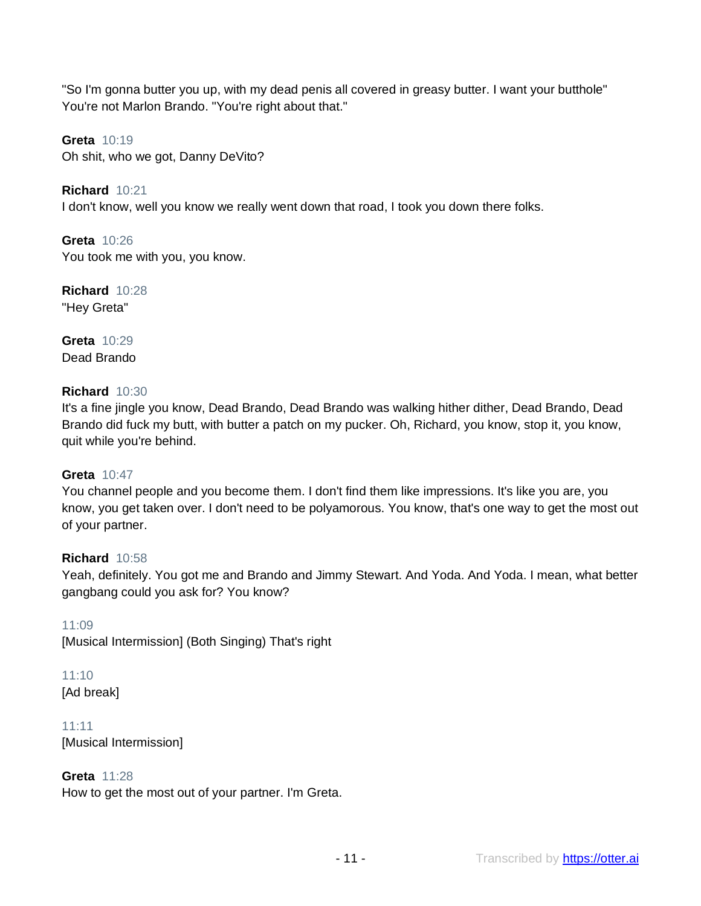"So I'm gonna butter you up, with my dead penis all covered in greasy butter. I want your butthole" You're not Marlon Brando. "You're right about that."

**Greta** 10:19
Oh shit, who we got, Danny DeVito?

**Richard** 10:21
I don't know, well you know we really went down that road, I took you down there folks.

**Greta** 10:26
You took me with you, you know.

**Richard** 10:28
"Hey Greta"

**Greta** 10:29
Dead Brando

**Richard** 10:30
It's a fine jingle you know, Dead Brando, Dead Brando was walking hither dither, Dead Brando, Dead Brando did fuck my butt, with butter a patch on my pucker. Oh, Richard, you know, stop it, you know, quit while you're behind.

**Greta** 10:47
You channel people and you become them. I don't find them like impressions. It's like you are, you know, you get taken over. I don't need to be polyamorous. You know, that's one way to get the most out of your partner.

**Richard** 10:58
Yeah, definitely. You got me and Brando and Jimmy Stewart. And Yoda. And Yoda. I mean, what better gangbang could you ask for? You know?

11:09
[Musical Intermission] (Both Singing) That's right

11:10
[Ad break]

11:11
[Musical Intermission]

**Greta** 11:28
How to get the most out of your partner. I'm Greta.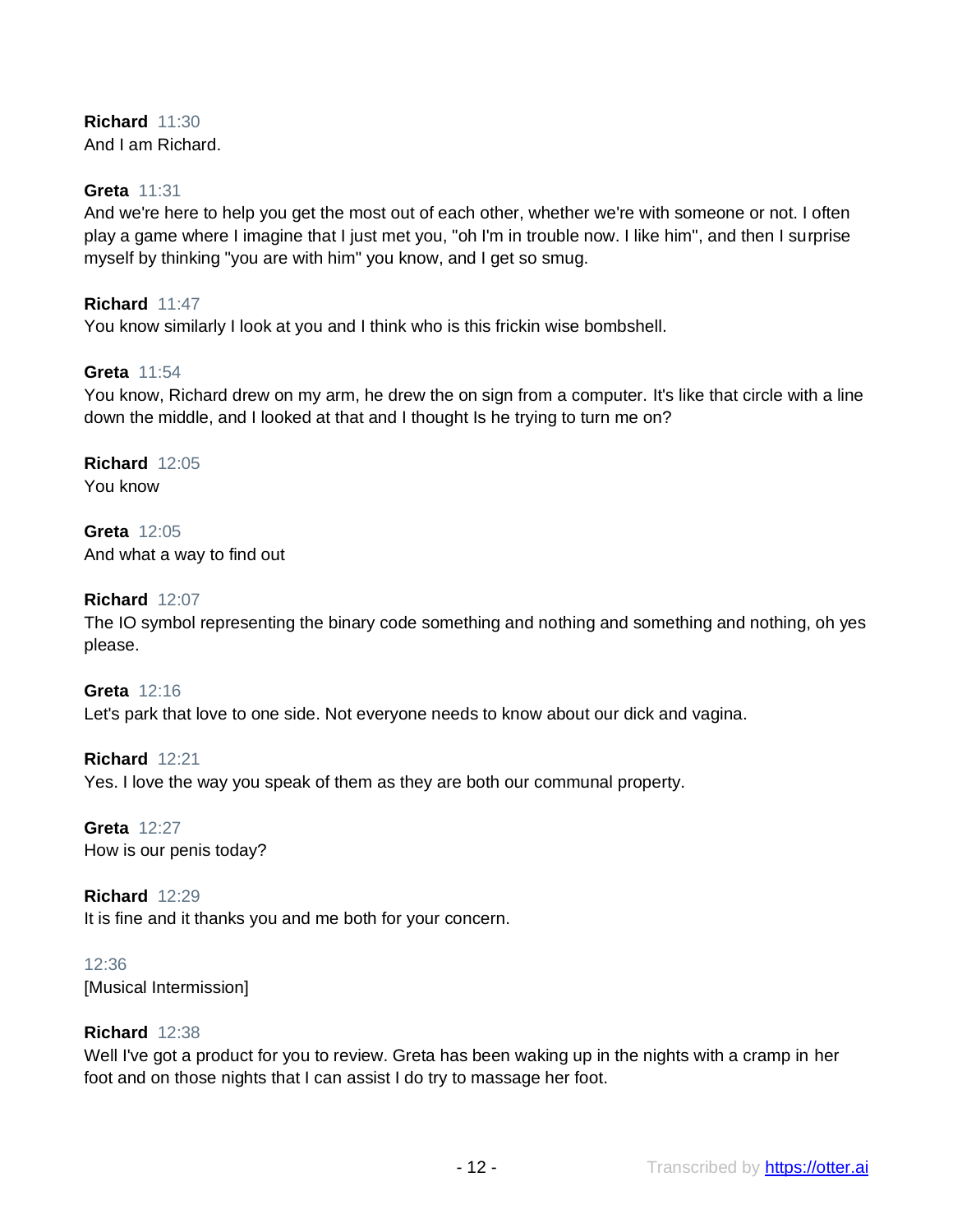**Richard** 11:30
And I am Richard.

**Greta** 11:31
And we're here to help you get the most out of each other, whether we're with someone or not. I often play a game where I imagine that I just met you, "oh I'm in trouble now. I like him", and then I surprise myself by thinking "you are with him" you know, and I get so smug.

**Richard** 11:47
You know similarly I look at you and I think who is this frickin wise bombshell.

**Greta** 11:54
You know, Richard drew on my arm, he drew the on sign from a computer. It's like that circle with a line down the middle, and I looked at that and I thought Is he trying to turn me on?

**Richard** 12:05
You know

**Greta** 12:05
And what a way to find out

**Richard** 12:07
The IO symbol representing the binary code something and nothing and something and nothing, oh yes please.

**Greta** 12:16
Let's park that love to one side. Not everyone needs to know about our dick and vagina.

**Richard** 12:21
Yes. I love the way you speak of them as they are both our communal property.

**Greta** 12:27
How is our penis today?

**Richard** 12:29
It is fine and it thanks you and me both for your concern.

12:36
[Musical Intermission]

**Richard** 12:38
Well I've got a product for you to review. Greta has been waking up in the nights with a cramp in her foot and on those nights that I can assist I do try to massage her foot.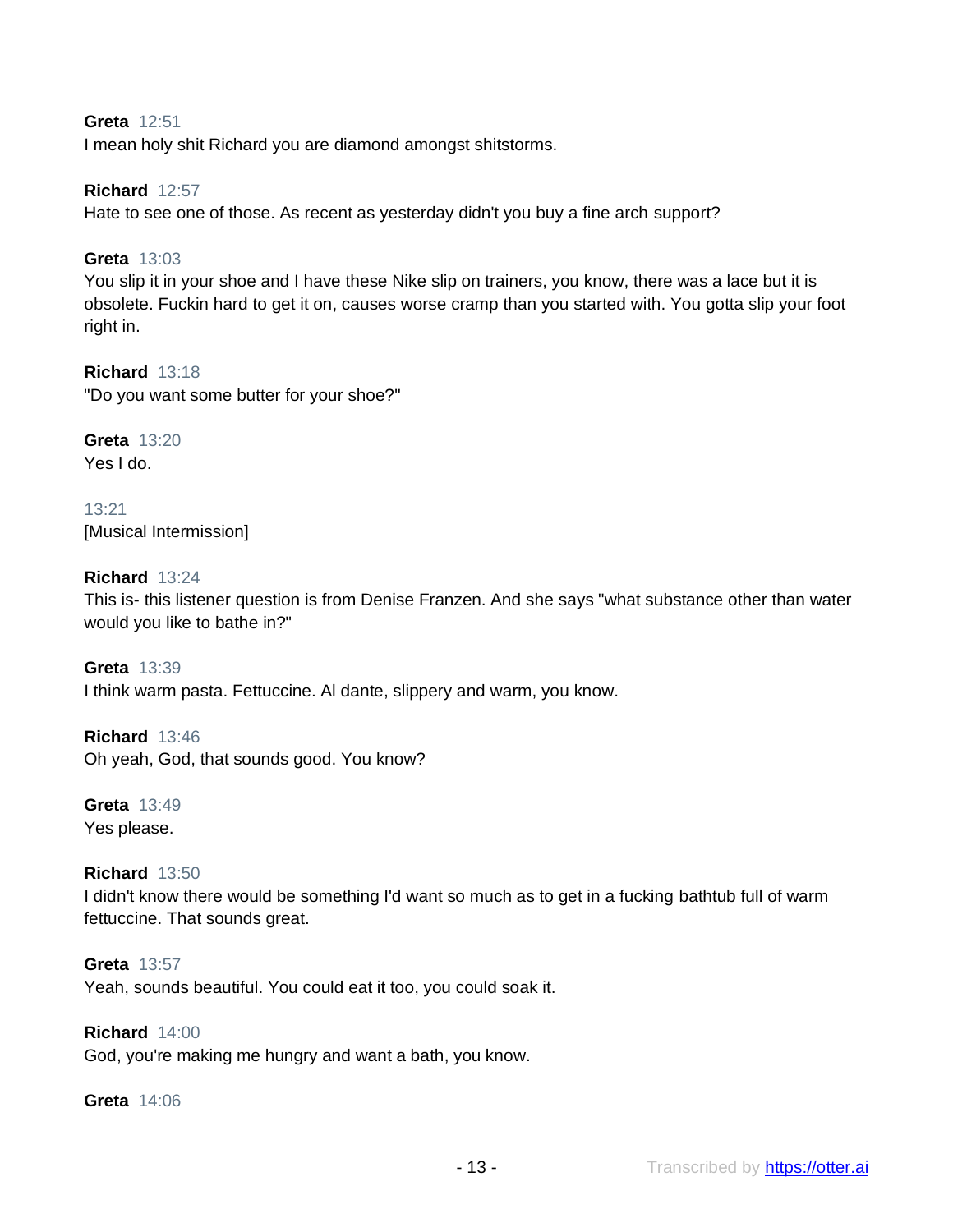**Greta** 12:51
I mean holy shit Richard you are diamond amongst shitstorms.

**Richard** 12:57
Hate to see one of those. As recent as yesterday didn't you buy a fine arch support?

**Greta** 13:03
You slip it in your shoe and I have these Nike slip on trainers, you know, there was a lace but it is obsolete. Fuckin hard to get it on, causes worse cramp than you started with. You gotta slip your foot right in.

**Richard** 13:18
"Do you want some butter for your shoe?"

**Greta** 13:20
Yes I do.

13:21
[Musical Intermission]

**Richard** 13:24
This is- this listener question is from Denise Franzen. And she says "what substance other than water would you like to bathe in?"

**Greta** 13:39
I think warm pasta. Fettuccine. Al dante, slippery and warm, you know.

**Richard** 13:46
Oh yeah, God, that sounds good. You know?

**Greta** 13:49
Yes please.

**Richard** 13:50
I didn't know there would be something I'd want so much as to get in a fucking bathtub full of warm fettuccine. That sounds great.

**Greta** 13:57
Yeah, sounds beautiful. You could eat it too, you could soak it.

**Richard** 14:00
God, you're making me hungry and want a bath, you know.

**Greta** 14:06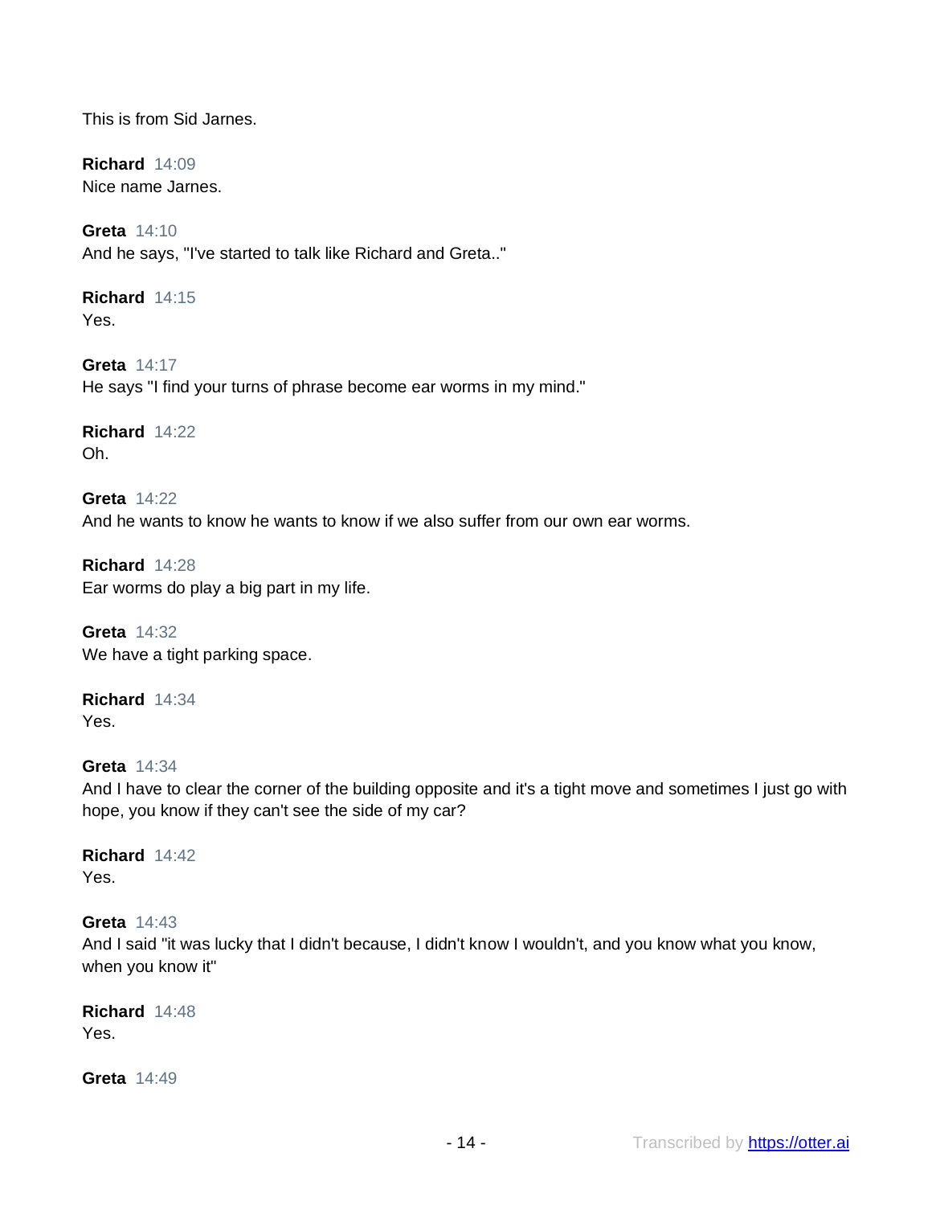This is from Sid Jarnes.

**Richard** 14:09
Nice name Jarnes.

**Greta** 14:10
And he says, "I've started to talk like Richard and Greta.."

**Richard** 14:15
Yes.

**Greta** 14:17
He says "I find your turns of phrase become ear worms in my mind."

**Richard** 14:22
Oh.

**Greta** 14:22
And he wants to know he wants to know if we also suffer from our own ear worms.

**Richard** 14:28
Ear worms do play a big part in my life.

**Greta** 14:32
We have a tight parking space.

**Richard** 14:34
Yes.

**Greta** 14:34
And I have to clear the corner of the building opposite and it's a tight move and sometimes I just go with hope, you know if they can't see the side of my car?

**Richard** 14:42
Yes.

**Greta** 14:43
And I said "it was lucky that I didn't because, I didn't know I wouldn't, and you know what you know, when you know it"

**Richard** 14:48
Yes.

**Greta** 14:49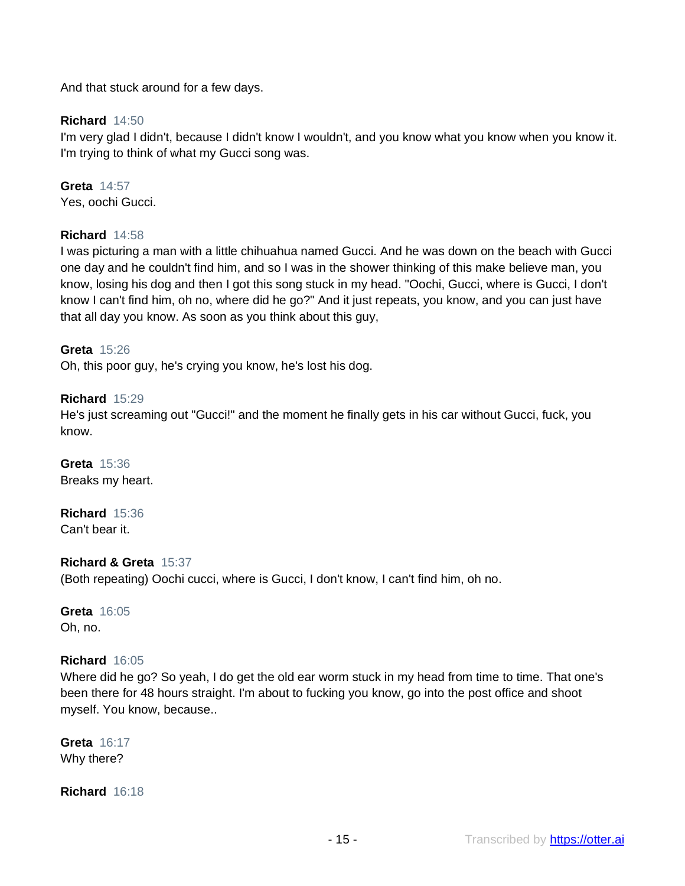And that stuck around for a few days.

**Richard** 14:50
I'm very glad I didn't, because I didn't know I wouldn't, and you know what you know when you know it. I'm trying to think of what my Gucci song was.

**Greta** 14:57
Yes, oochi Gucci.

**Richard** 14:58
I was picturing a man with a little chihuahua named Gucci. And he was down on the beach with Gucci one day and he couldn't find him, and so I was in the shower thinking of this make believe man, you know, losing his dog and then I got this song stuck in my head. "Oochi, Gucci, where is Gucci, I don't know I can't find him, oh no, where did he go?" And it just repeats, you know, and you can just have that all day you know. As soon as you think about this guy,

**Greta** 15:26
Oh, this poor guy, he's crying you know, he's lost his dog.

**Richard** 15:29
He's just screaming out "Gucci!" and the moment he finally gets in his car without Gucci, fuck, you know.

**Greta** 15:36
Breaks my heart.

**Richard** 15:36
Can't bear it.

**Richard & Greta** 15:37
(Both repeating) Oochi cucci, where is Gucci, I don't know, I can't find him, oh no.

**Greta** 16:05
Oh, no.

**Richard** 16:05
Where did he go? So yeah, I do get the old ear worm stuck in my head from time to time. That one's been there for 48 hours straight. I'm about to fucking you know, go into the post office and shoot myself. You know, because..

**Greta** 16:17
Why there?

**Richard** 16:18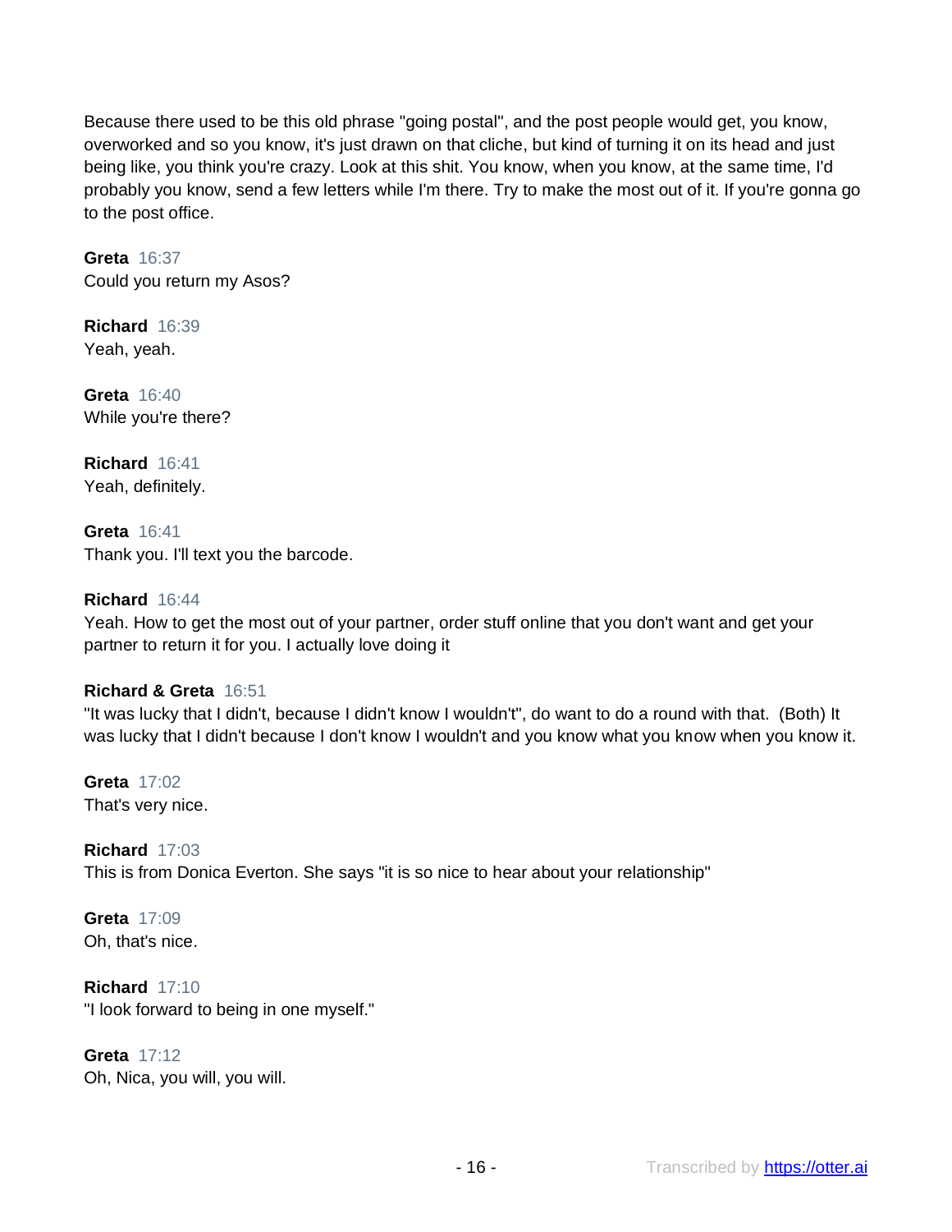Because there used to be this old phrase "going postal", and the post people would get, you know, overworked and so you know, it's just drawn on that cliche, but kind of turning it on its head and just being like, you think you're crazy. Look at this shit. You know, when you know, at the same time, I'd probably you know, send a few letters while I'm there. Try to make the most out of it. If you're gonna go to the post office.

**Greta** 16:37
Could you return my Asos?

**Richard** 16:39
Yeah, yeah.

**Greta** 16:40
While you're there?

**Richard** 16:41
Yeah, definitely.

**Greta** 16:41
Thank you. I'll text you the barcode.

**Richard** 16:44
Yeah. How to get the most out of your partner, order stuff online that you don't want and get your partner to return it for you. I actually love doing it

**Richard & Greta** 16:51
"It was lucky that I didn't, because I didn't know I wouldn't", do want to do a round with that. (Both) It was lucky that I didn't because I don't know I wouldn't and you know what you know when you know it.

**Greta** 17:02
That's very nice.

**Richard** 17:03
This is from Donica Everton. She says "it is so nice to hear about your relationship"

**Greta** 17:09
Oh, that's nice.

**Richard** 17:10
"I look forward to being in one myself."

**Greta** 17:12
Oh, Nica, you will, you will.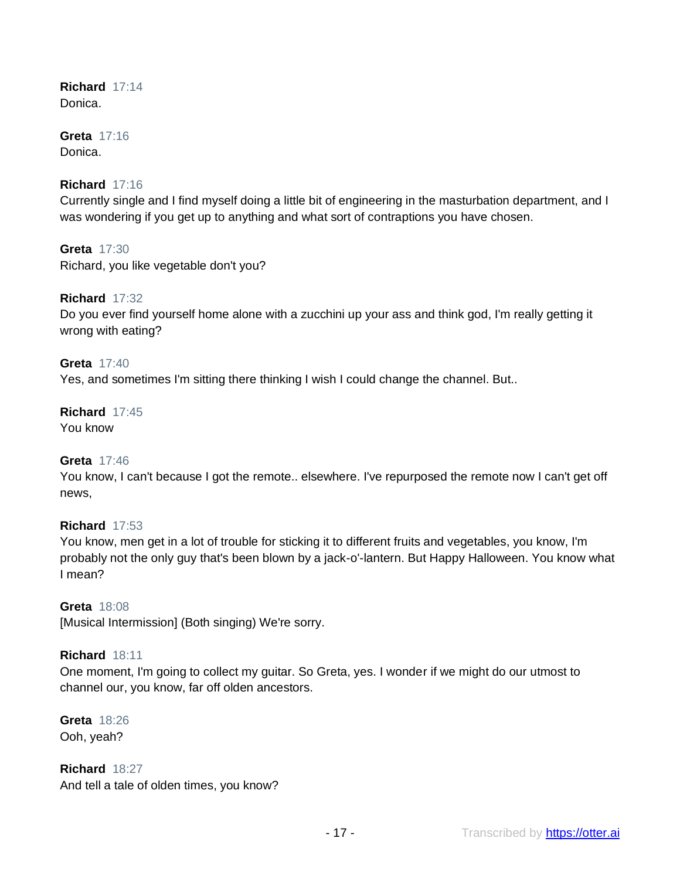**Richard** 17:14
Donica.

**Greta** 17:16
Donica.

**Richard** 17:16
Currently single and I find myself doing a little bit of engineering in the masturbation department, and I was wondering if you get up to anything and what sort of contraptions you have chosen.

**Greta** 17:30
Richard, you like vegetable don't you?

**Richard** 17:32
Do you ever find yourself home alone with a zucchini up your ass and think god, I'm really getting it wrong with eating?

**Greta** 17:40
Yes, and sometimes I'm sitting there thinking I wish I could change the channel. But..

**Richard** 17:45
You know

**Greta** 17:46
You know, I can't because I got the remote.. elsewhere. I've repurposed the remote now I can't get off news,

**Richard** 17:53
You know, men get in a lot of trouble for sticking it to different fruits and vegetables, you know, I'm probably not the only guy that's been blown by a jack-o'-lantern. But Happy Halloween. You know what I mean?

**Greta** 18:08
[Musical Intermission] (Both singing) We're sorry.

**Richard** 18:11
One moment, I'm going to collect my guitar. So Greta, yes. I wonder if we might do our utmost to channel our, you know, far off olden ancestors.

**Greta** 18:26
Ooh, yeah?

**Richard** 18:27
And tell a tale of olden times, you know?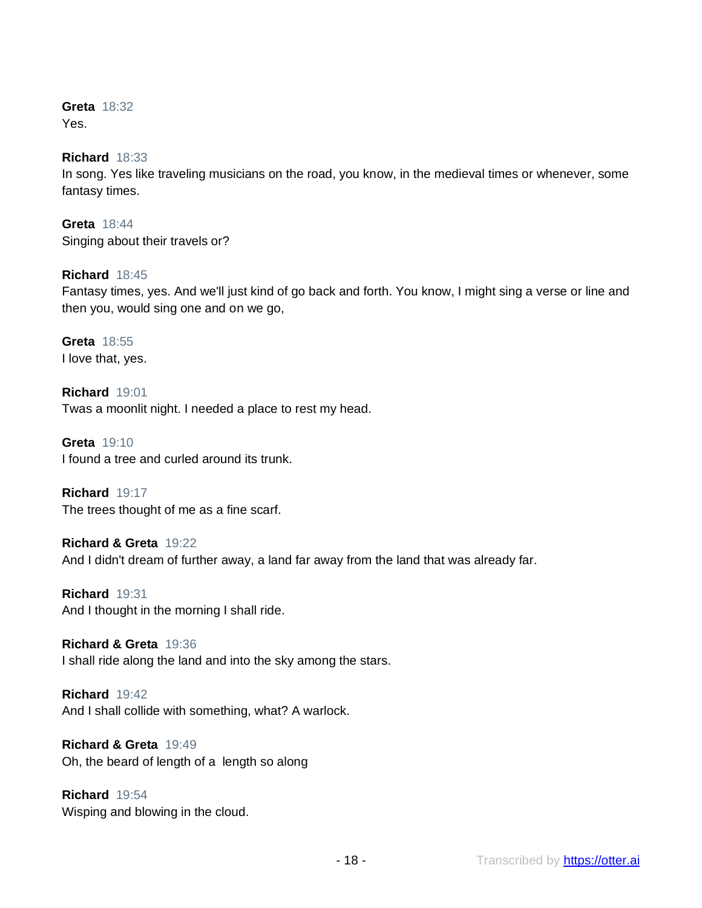**Greta** 18:32
Yes.

**Richard** 18:33
In song. Yes like traveling musicians on the road, you know, in the medieval times or whenever, some fantasy times.

**Greta** 18:44
Singing about their travels or?

**Richard** 18:45
Fantasy times, yes. And we'll just kind of go back and forth. You know, I might sing a verse or line and then you, would sing one and on we go,

**Greta** 18:55
I love that, yes.

**Richard** 19:01
Twas a moonlit night. I needed a place to rest my head.

**Greta** 19:10
I found a tree and curled around its trunk.

**Richard** 19:17
The trees thought of me as a fine scarf.

**Richard & Greta** 19:22
And I didn't dream of further away, a land far away from the land that was already far.

**Richard** 19:31
And I thought in the morning I shall ride.

**Richard & Greta** 19:36
I shall ride along the land and into the sky among the stars.

**Richard** 19:42
And I shall collide with something, what? A warlock.

**Richard & Greta** 19:49
Oh, the beard of length of a length so along

**Richard** 19:54
Wisping and blowing in the cloud.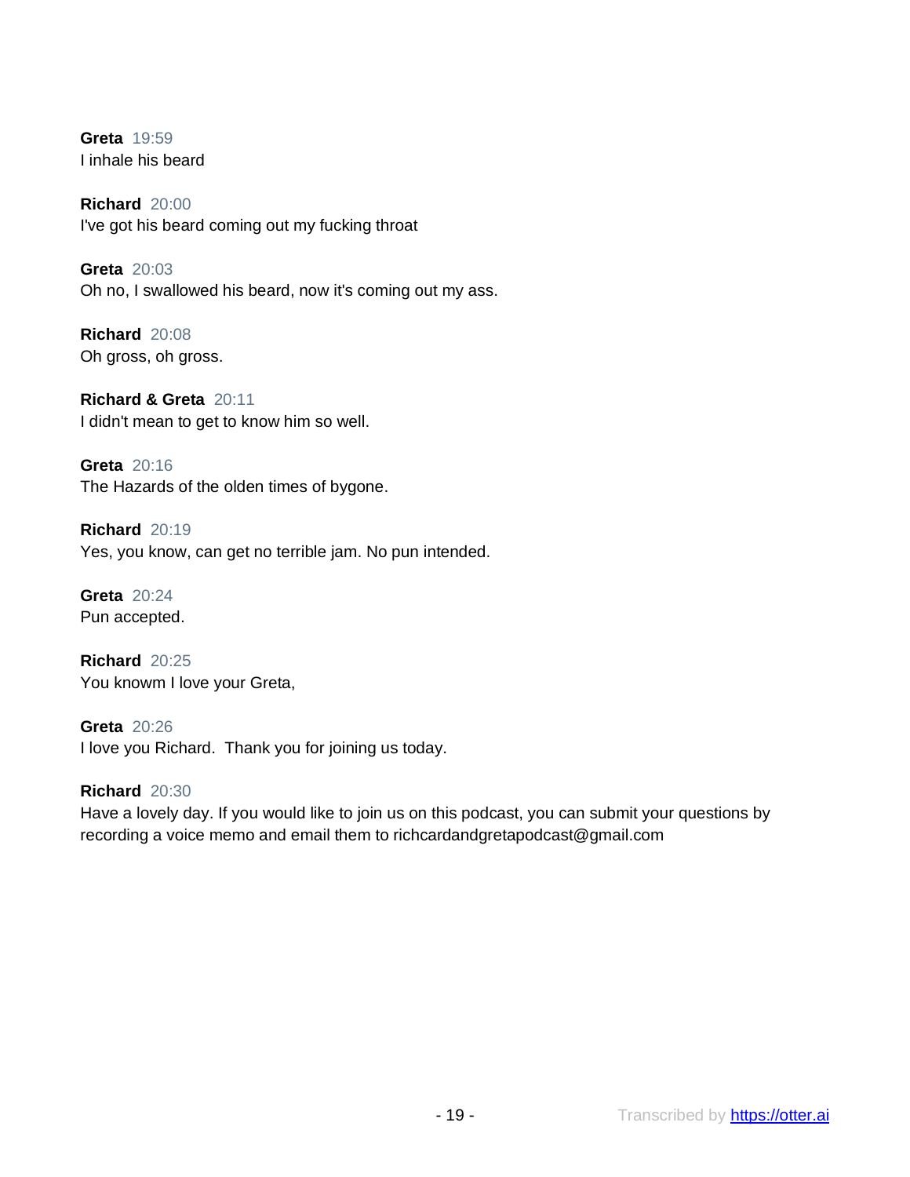**Greta** 19:59
I inhale his beard

**Richard** 20:00
I've got his beard coming out my fucking throat

**Greta** 20:03
Oh no, I swallowed his beard, now it's coming out my ass.

**Richard** 20:08
Oh gross, oh gross.

**Richard & Greta** 20:11
I didn't mean to get to know him so well.

**Greta** 20:16
The Hazards of the olden times of bygone.

**Richard** 20:19
Yes, you know, can get no terrible jam. No pun intended.

**Greta** 20:24
Pun accepted.

**Richard** 20:25
You knowm I love your Greta,

**Greta** 20:26
I love you Richard.  Thank you for joining us today.

**Richard** 20:30
Have a lovely day. If you would like to join us on this podcast, you can submit your questions by recording a voice memo and email them to richcardandgretapodcast@gmail.com

Transcribed by https://otter.ai